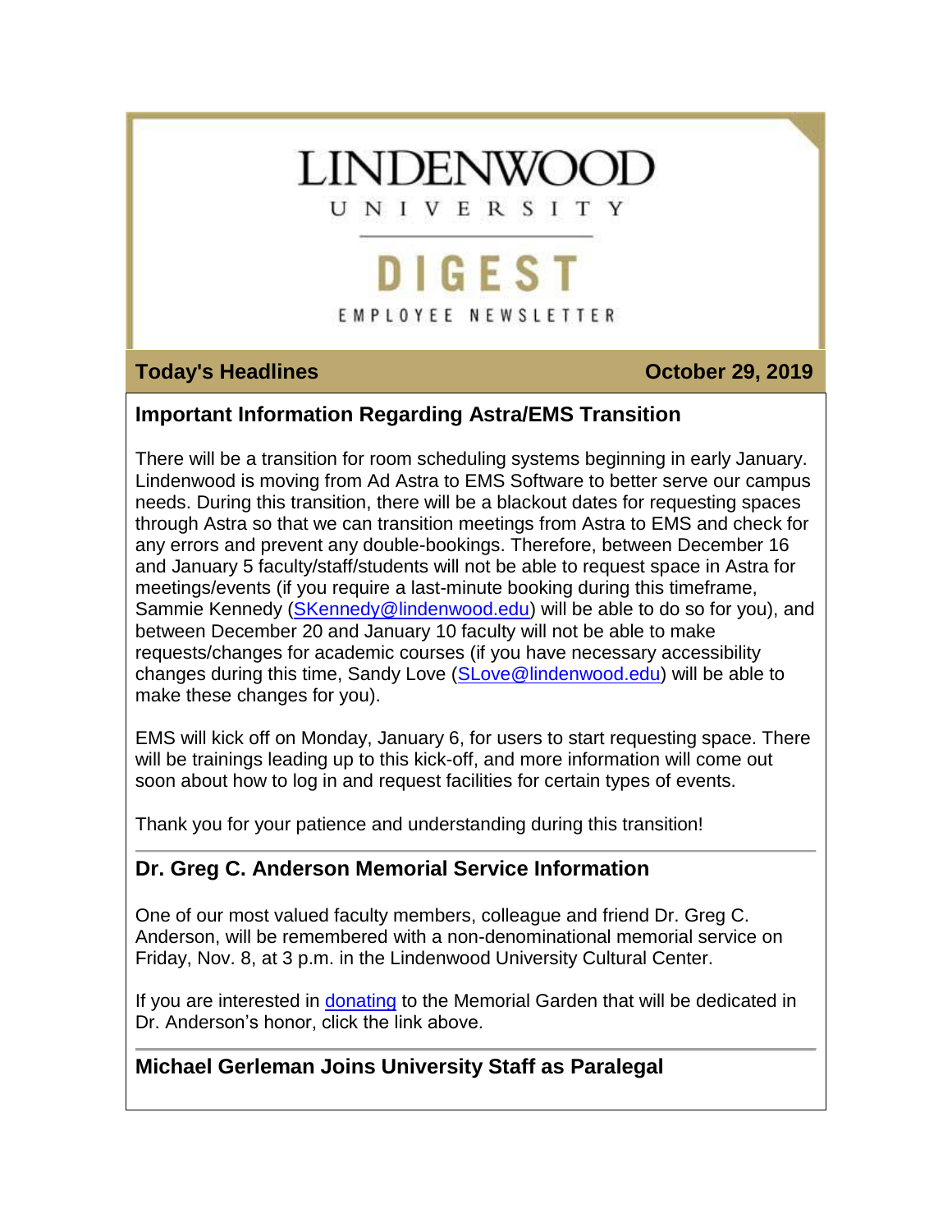# LINDENWOOD UNIVERSITY

## DIGEST

EMPLOYEE NEWSLETTER

**Today's Headlines** **October 29, 2019**

### Important Information Regarding Astra/EMS Transition

There will be a transition for room scheduling systems beginning in early January. Lindenwood is moving from Ad Astra to EMS Software to better serve our campus needs. During this transition, there will be a blackout dates for requesting spaces through Astra so that we can transition meetings from Astra to EMS and check for any errors and prevent any double-bookings. Therefore, between December 16 and January 5 faculty/staff/students will not be able to request space in Astra for meetings/events (if you require a last-minute booking during this timeframe, Sammie Kennedy (SKennedy@lindenwood.edu) will be able to do so for you), and between December 20 and January 10 faculty will not be able to make requests/changes for academic courses (if you have necessary accessibility changes during this time, Sandy Love (SLove@lindenwood.edu) will be able to make these changes for you).

EMS will kick off on Monday, January 6, for users to start requesting space. There will be trainings leading up to this kick-off, and more information will come out soon about how to log in and request facilities for certain types of events.

Thank you for your patience and understanding during this transition!

### Dr. Greg C. Anderson Memorial Service Information

One of our most valued faculty members, colleague and friend Dr. Greg C. Anderson, will be remembered with a non-denominational memorial service on Friday, Nov. 8, at 3 p.m. in the Lindenwood University Cultural Center.

If you are interested in donating to the Memorial Garden that will be dedicated in Dr. Anderson's honor, click the link above.

### Michael Gerleman Joins University Staff as Paralegal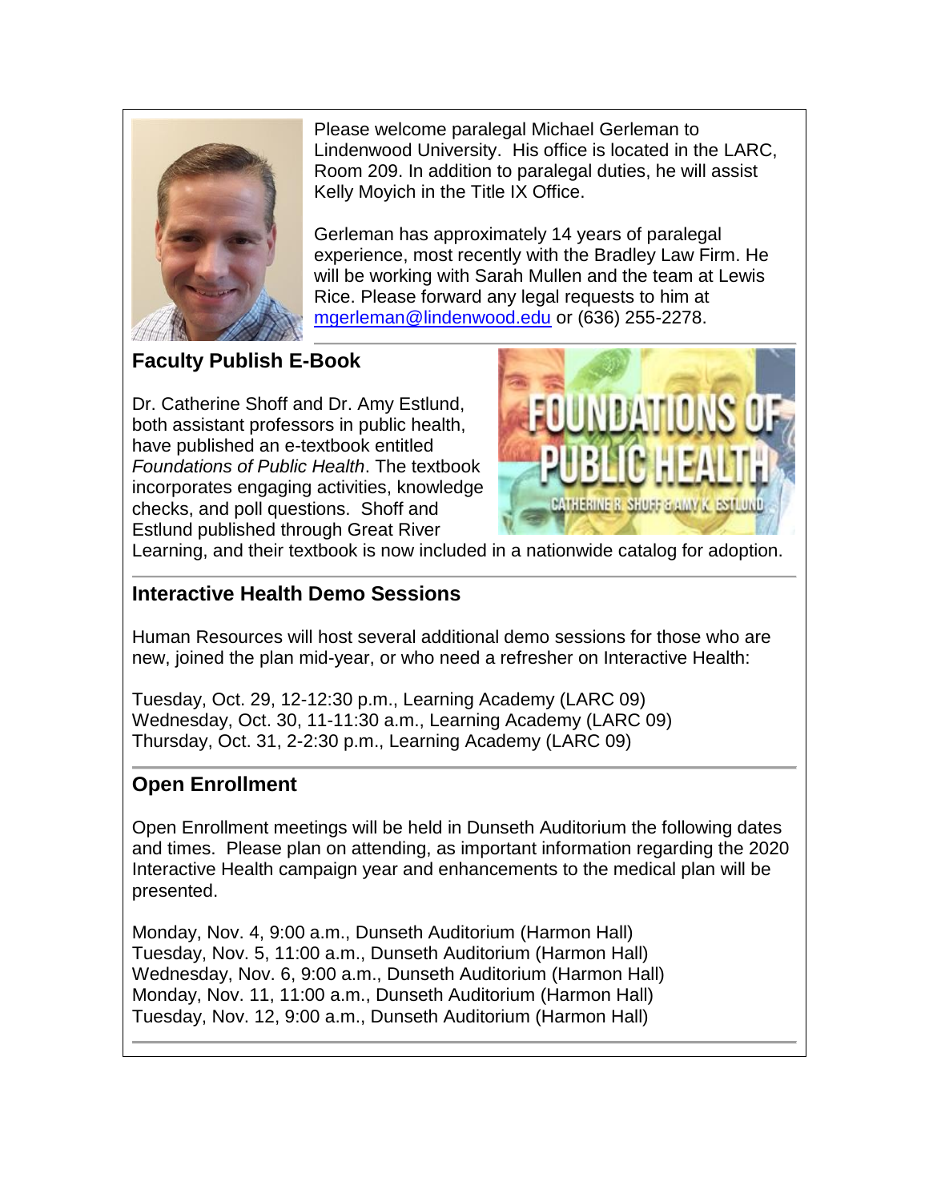Please welcome paralegal Michael Gerleman to Lindenwood University. His office is located in the LARC, Room 209. In addition to paralegal duties, he will assist Kelly Moyich in the Title IX Office.

Gerleman has approximately 14 years of paralegal experience, most recently with the Bradley Law Firm. He will be working with Sarah Mullen and the team at Lewis Rice. Please forward any legal requests to him at mgerleman@lindenwood.edu or (636) 255-2278.

## Faculty Publish E-Book

Dr. Catherine Shoff and Dr. Amy Estlund, both assistant professors in public health, have published an e-textbook entitled *Foundations of Public Health*. The textbook incorporates engaging activities, knowledge checks, and poll questions. Shoff and Estlund published through Great River Learning, and their textbook is now included in a nationwide catalog for adoption.

## Interactive Health Demo Sessions

Human Resources will host several additional demo sessions for those who are new, joined the plan mid-year, or who need a refresher on Interactive Health:

Tuesday, Oct. 29, 12-12:30 p.m., Learning Academy (LARC 09)
Wednesday, Oct. 30, 11-11:30 a.m., Learning Academy (LARC 09)
Thursday, Oct. 31, 2-2:30 p.m., Learning Academy (LARC 09)

## Open Enrollment

Open Enrollment meetings will be held in Dunseth Auditorium the following dates and times. Please plan on attending, as important information regarding the 2020 Interactive Health campaign year and enhancements to the medical plan will be presented.

Monday, Nov. 4, 9:00 a.m., Dunseth Auditorium (Harmon Hall)
Tuesday, Nov. 5, 11:00 a.m., Dunseth Auditorium (Harmon Hall)
Wednesday, Nov. 6, 9:00 a.m., Dunseth Auditorium (Harmon Hall)
Monday, Nov. 11, 11:00 a.m., Dunseth Auditorium (Harmon Hall)
Tuesday, Nov. 12, 9:00 a.m., Dunseth Auditorium (Harmon Hall)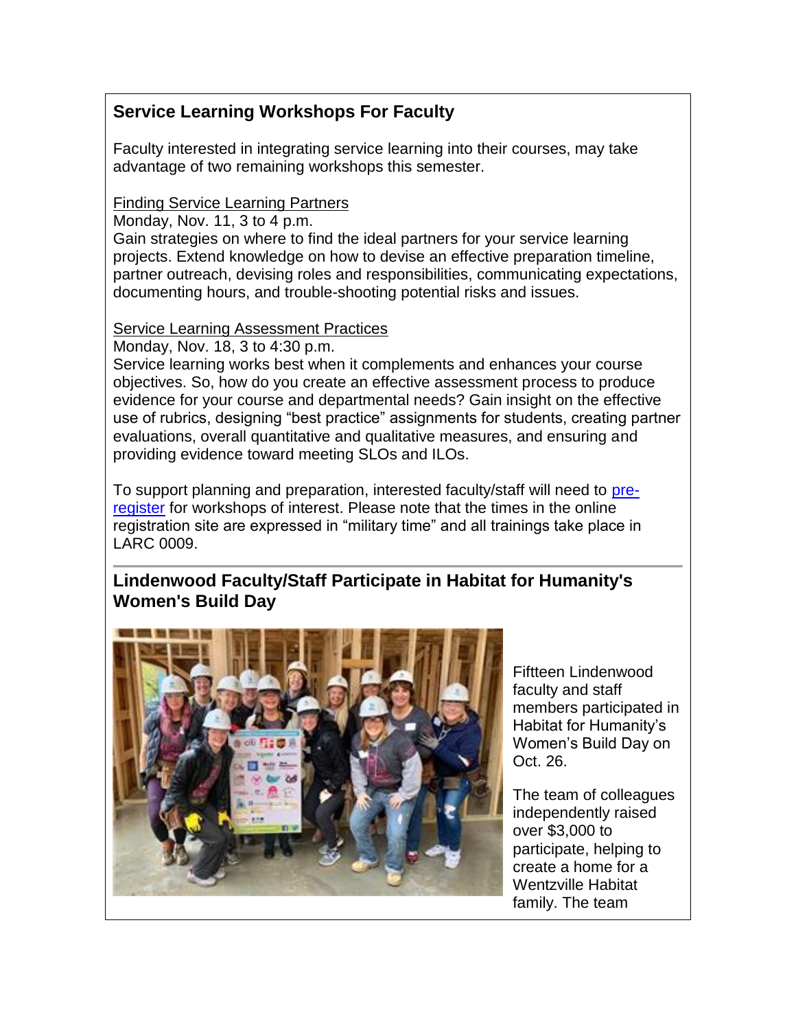## Service Learning Workshops For Faculty

Faculty interested in integrating service learning into their courses, may take advantage of two remaining workshops this semester.

Finding Service Learning Partners
Monday, Nov. 11, 3 to 4 p.m.
Gain strategies on where to find the ideal partners for your service learning projects. Extend knowledge on how to devise an effective preparation timeline, partner outreach, devising roles and responsibilities, communicating expectations, documenting hours, and trouble-shooting potential risks and issues.

Service Learning Assessment Practices
Monday, Nov. 18, 3 to 4:30 p.m.
Service learning works best when it complements and enhances your course objectives. So, how do you create an effective assessment process to produce evidence for your course and departmental needs? Gain insight on the effective use of rubrics, designing "best practice" assignments for students, creating partner evaluations, overall quantitative and qualitative measures, and ensuring and providing evidence toward meeting SLOs and ILOs.

To support planning and preparation, interested faculty/staff will need to pre-register for workshops of interest. Please note that the times in the online registration site are expressed in "military time" and all trainings take place in LARC 0009.

---

## Lindenwood Faculty/Staff Participate in Habitat for Humanity's Women's Build Day

Fiftteen Lindenwood faculty and staff members participated in Habitat for Humanity's Women's Build Day on Oct. 26.

The team of colleagues independently raised over $3,000 to participate, helping to create a home for a Wentzville Habitat family. The team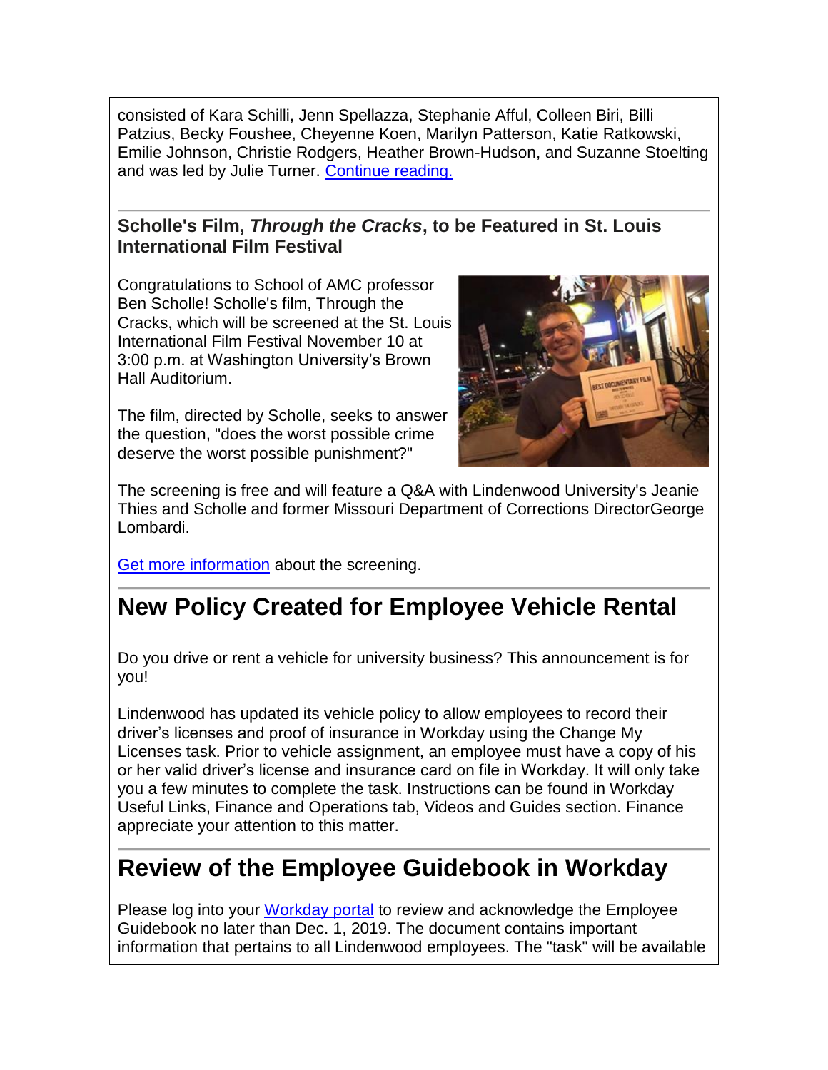consisted of Kara Schilli, Jenn Spellazza, Stephanie Afful, Colleen Biri, Billi Patzius, Becky Foushee, Cheyenne Koen, Marilyn Patterson, Katie Ratkowski, Emilie Johnson, Christie Rodgers, Heather Brown-Hudson, and Suzanne Stoelting and was led by Julie Turner. Continue reading.

### Scholle's Film, *Through the Cracks*, to be Featured in St. Louis International Film Festival

Congratulations to School of AMC professor Ben Scholle! Scholle's film, Through the Cracks, which will be screened at the St. Louis International Film Festival November 10 at 3:00 p.m. at Washington University's Brown Hall Auditorium.

The film, directed by Scholle, seeks to answer the question, "does the worst possible crime deserve the worst possible punishment?"

The screening is free and will feature a Q&A with Lindenwood University's Jeanie Thies and Scholle and former Missouri Department of Corrections DirectorGeorge Lombardi.

Get more information about the screening.

## New Policy Created for Employee Vehicle Rental

Do you drive or rent a vehicle for university business? This announcement is for you!

Lindenwood has updated its vehicle policy to allow employees to record their driver's licenses and proof of insurance in Workday using the Change My Licenses task. Prior to vehicle assignment, an employee must have a copy of his or her valid driver's license and insurance card on file in Workday. It will only take you a few minutes to complete the task. Instructions can be found in Workday Useful Links, Finance and Operations tab, Videos and Guides section. Finance appreciate your attention to this matter.

## Review of the Employee Guidebook in Workday

Please log into your Workday portal to review and acknowledge the Employee Guidebook no later than Dec. 1, 2019. The document contains important information that pertains to all Lindenwood employees. The "task" will be available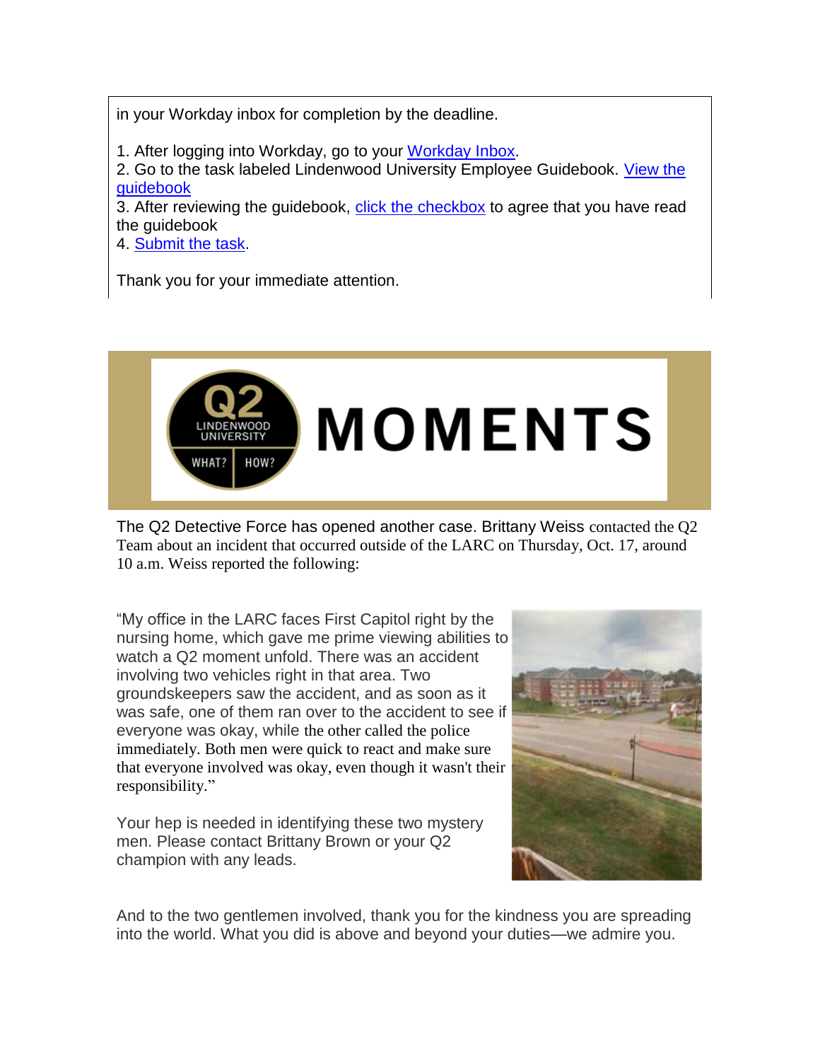in your Workday inbox for completion by the deadline.

1. After logging into Workday, go to your Workday Inbox.
2. Go to the task labeled Lindenwood University Employee Guidebook. View the guidebook
3. After reviewing the guidebook, click the checkbox to agree that you have read the guidebook
4. Submit the task.

Thank you for your immediate attention.

# Q2 MOMENTS

The Q2 Detective Force has opened another case. Brittany Weiss contacted the Q2 Team about an incident that occurred outside of the LARC on Thursday, Oct. 17, around 10 a.m. Weiss reported the following:

"My office in the LARC faces First Capitol right by the nursing home, which gave me prime viewing abilities to watch a Q2 moment unfold. There was an accident involving two vehicles right in that area. Two groundskeepers saw the accident, and as soon as it was safe, one of them ran over to the accident to see if everyone was okay, while the other called the police immediately. Both men were quick to react and make sure that everyone involved was okay, even though it wasn't their responsibility."

Your hep is needed in identifying these two mystery men. Please contact Brittany Brown or your Q2 champion with any leads.

And to the two gentlemen involved, thank you for the kindness you are spreading into the world. What you did is above and beyond your duties—we admire you.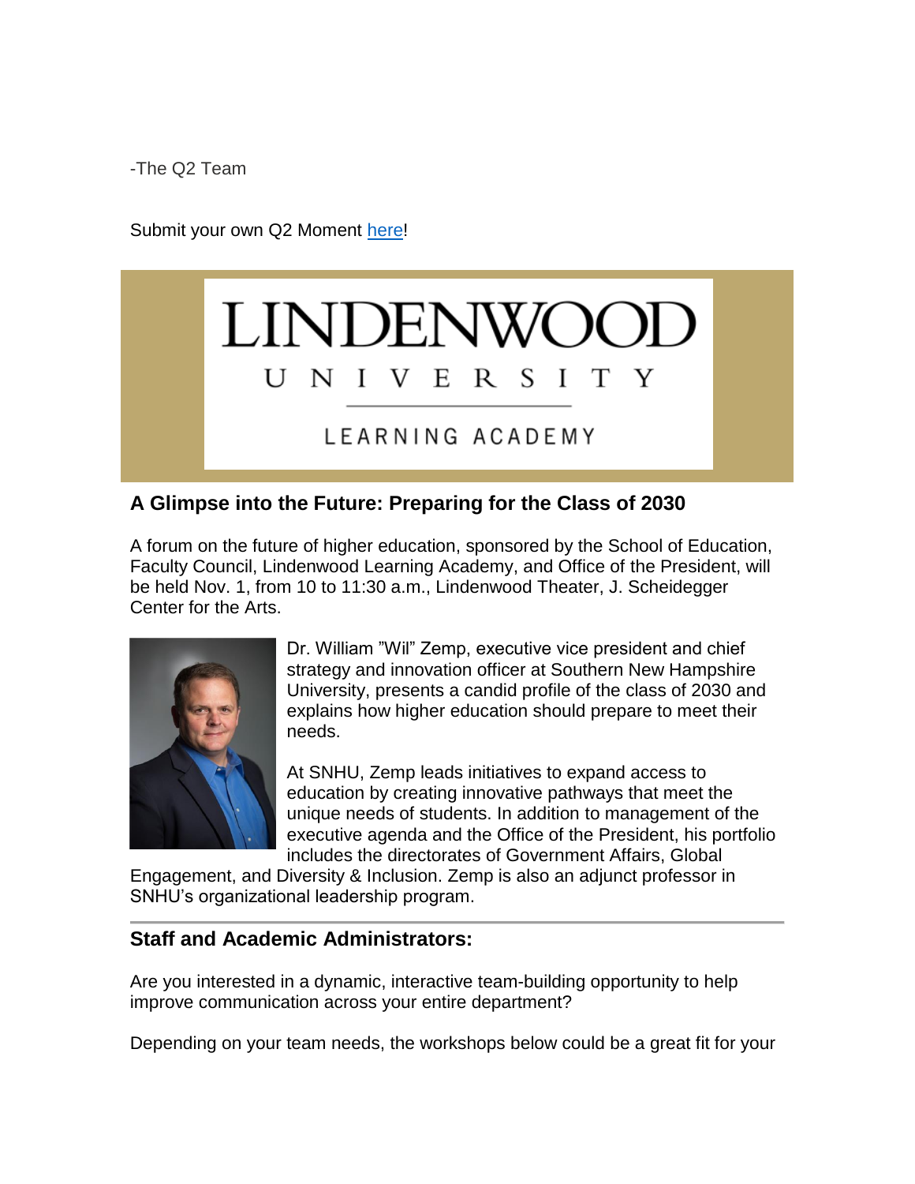-The Q2 Team

Submit your own Q2 Moment here!

LINDENWOOD UNIVERSITY LEARNING ACADEMY

### A Glimpse into the Future: Preparing for the Class of 2030

A forum on the future of higher education, sponsored by the School of Education, Faculty Council, Lindenwood Learning Academy, and Office of the President, will be held Nov. 1, from 10 to 11:30 a.m., Lindenwood Theater, J. Scheidegger Center for the Arts.

Dr. William "Wil" Zemp, executive vice president and chief strategy and innovation officer at Southern New Hampshire University, presents a candid profile of the class of 2030 and explains how higher education should prepare to meet their needs.

At SNHU, Zemp leads initiatives to expand access to education by creating innovative pathways that meet the unique needs of students. In addition to management of the executive agenda and the Office of the President, his portfolio includes the directorates of Government Affairs, Global Engagement, and Diversity & Inclusion. Zemp is also an adjunct professor in SNHU's organizational leadership program.

---

### Staff and Academic Administrators:

Are you interested in a dynamic, interactive team-building opportunity to help improve communication across your entire department?

Depending on your team needs, the workshops below could be a great fit for your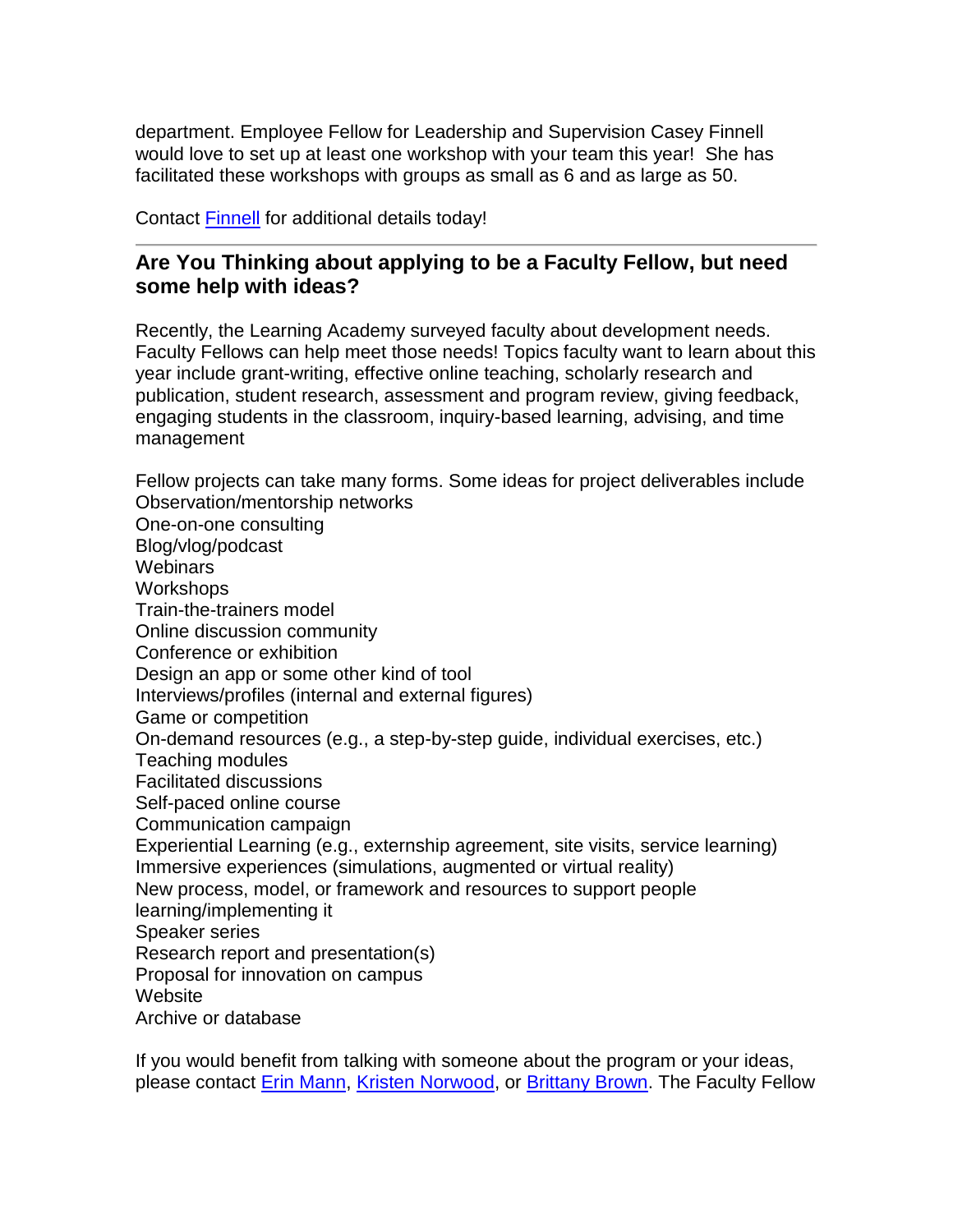department. Employee Fellow for Leadership and Supervision Casey Finnell would love to set up at least one workshop with your team this year! She has facilitated these workshops with groups as small as 6 and as large as 50.

Contact [Finnell] for additional details today!

---

### Are You Thinking about applying to be a Faculty Fellow, but need some help with ideas?

Recently, the Learning Academy surveyed faculty about development needs. Faculty Fellows can help meet those needs! Topics faculty want to learn about this year include grant-writing, effective online teaching, scholarly research and publication, student research, assessment and program review, giving feedback, engaging students in the classroom, inquiry-based learning, advising, and time management

Fellow projects can take many forms. Some ideas for project deliverables include
Observation/mentorship networks
One-on-one consulting
Blog/vlog/podcast
Webinars
Workshops
Train-the-trainers model
Online discussion community
Conference or exhibition
Design an app or some other kind of tool
Interviews/profiles (internal and external figures)
Game or competition
On-demand resources (e.g., a step-by-step guide, individual exercises, etc.)
Teaching modules
Facilitated discussions
Self-paced online course
Communication campaign
Experiential Learning (e.g., externship agreement, site visits, service learning)
Immersive experiences (simulations, augmented or virtual reality)
New process, model, or framework and resources to support people learning/implementing it
Speaker series
Research report and presentation(s)
Proposal for innovation on campus
Website
Archive or database

If you would benefit from talking with someone about the program or your ideas, please contact [Erin Mann], [Kristen Norwood], or [Brittany Brown]. The Faculty Fellow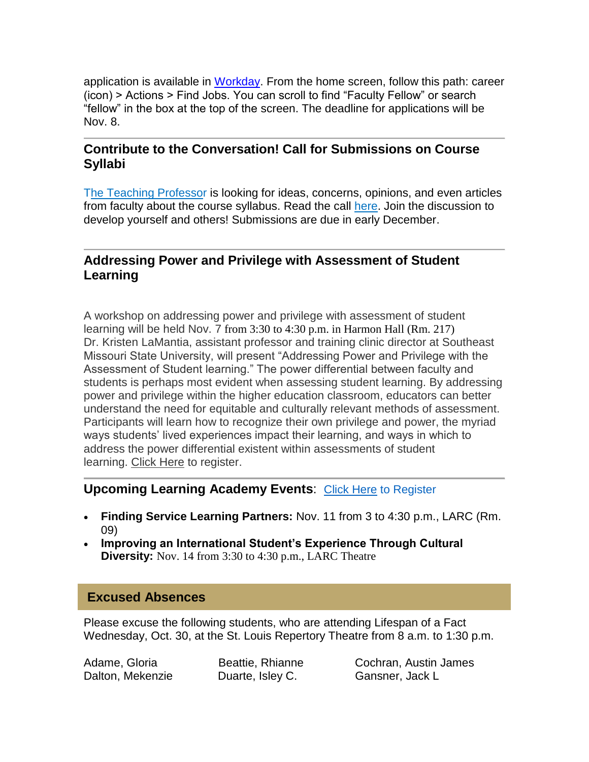application is available in Workday. From the home screen, follow this path: career (icon) > Actions > Find Jobs. You can scroll to find "Faculty Fellow" or search "fellow" in the box at the top of the screen. The deadline for applications will be Nov. 8.

---

## Contribute to the Conversation! Call for Submissions on Course Syllabi

The Teaching Professor is looking for ideas, concerns, opinions, and even articles from faculty about the course syllabus. Read the call here. Join the discussion to develop yourself and others! Submissions are due in early December.

---

## Addressing Power and Privilege with Assessment of Student Learning

A workshop on addressing power and privilege with assessment of student learning will be held Nov. 7 from 3:30 to 4:30 p.m. in Harmon Hall (Rm. 217) Dr. Kristen LaMantia, assistant professor and training clinic director at Southeast Missouri State University, will present "Addressing Power and Privilege with the Assessment of Student learning." The power differential between faculty and students is perhaps most evident when assessing student learning. By addressing power and privilege within the higher education classroom, educators can better understand the need for equitable and culturally relevant methods of assessment. Participants will learn how to recognize their own privilege and power, the myriad ways students' lived experiences impact their learning, and ways in which to address the power differential existent within assessments of student learning. Click Here to register.

---

## Upcoming Learning Academy Events: Click Here to Register

- **Finding Service Learning Partners:** Nov. 11 from 3 to 4:30 p.m., LARC (Rm. 09)
- **Improving an International Student's Experience Through Cultural Diversity:** Nov. 14 from 3:30 to 4:30 p.m., LARC Theatre

## Excused Absences

Please excuse the following students, who are attending Lifespan of a Fact Wednesday, Oct. 30, at the St. Louis Repertory Theatre from 8 a.m. to 1:30 p.m.

| | | |
|---|---|---|
| Adame, Gloria | Beattie, Rhianne | Cochran, Austin James |
| Dalton, Mekenzie | Duarte, Isley C. | Gansner, Jack L |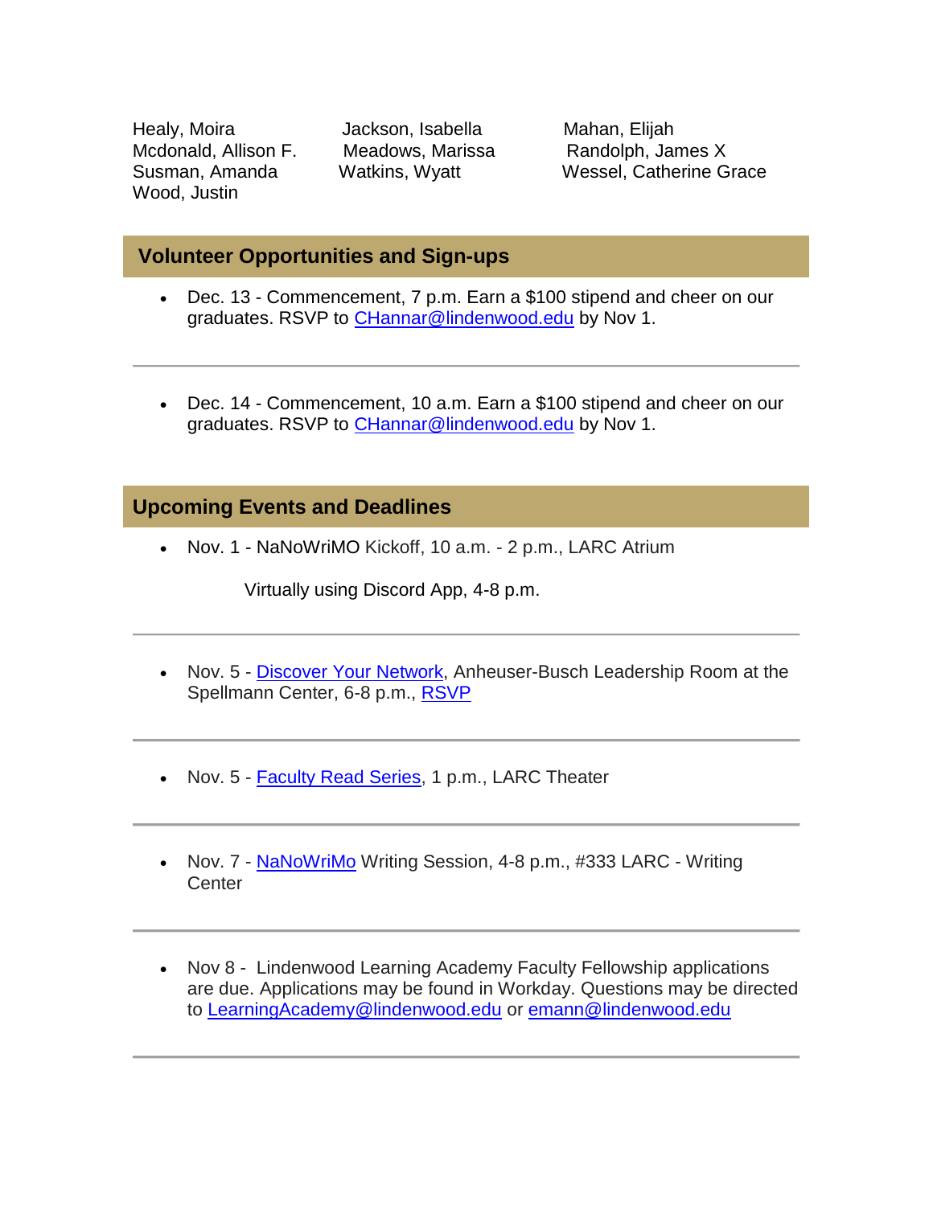Healy, Moira
Jackson, Isabella
Mahan, Elijah
Mcdonald, Allison F.
Meadows, Marissa
Randolph, James X
Susman, Amanda
Watkins, Wyatt
Wessel, Catherine Grace
Wood, Justin

## Volunteer Opportunities and Sign-ups

- Dec. 13 - Commencement, 7 p.m. Earn a $100 stipend and cheer on our graduates. RSVP to CHannar@lindenwood.edu by Nov 1.

---

- Dec. 14 - Commencement, 10 a.m. Earn a $100 stipend and cheer on our graduates. RSVP to CHannar@lindenwood.edu by Nov 1.

## Upcoming Events and Deadlines

- Nov. 1 - NaNoWriMO Kickoff, 10 a.m. - 2 p.m., LARC Atrium

  Virtually using Discord App, 4-8 p.m.

---

- Nov. 5 - Discover Your Network, Anheuser-Busch Leadership Room at the Spellmann Center, 6-8 p.m., RSVP

---

- Nov. 5 - Faculty Read Series, 1 p.m., LARC Theater

---

- Nov. 7 - NaNoWriMo Writing Session, 4-8 p.m., #333 LARC - Writing Center

---

- Nov 8 - Lindenwood Learning Academy Faculty Fellowship applications are due. Applications may be found in Workday. Questions may be directed to LearningAcademy@lindenwood.edu or emann@lindenwood.edu

---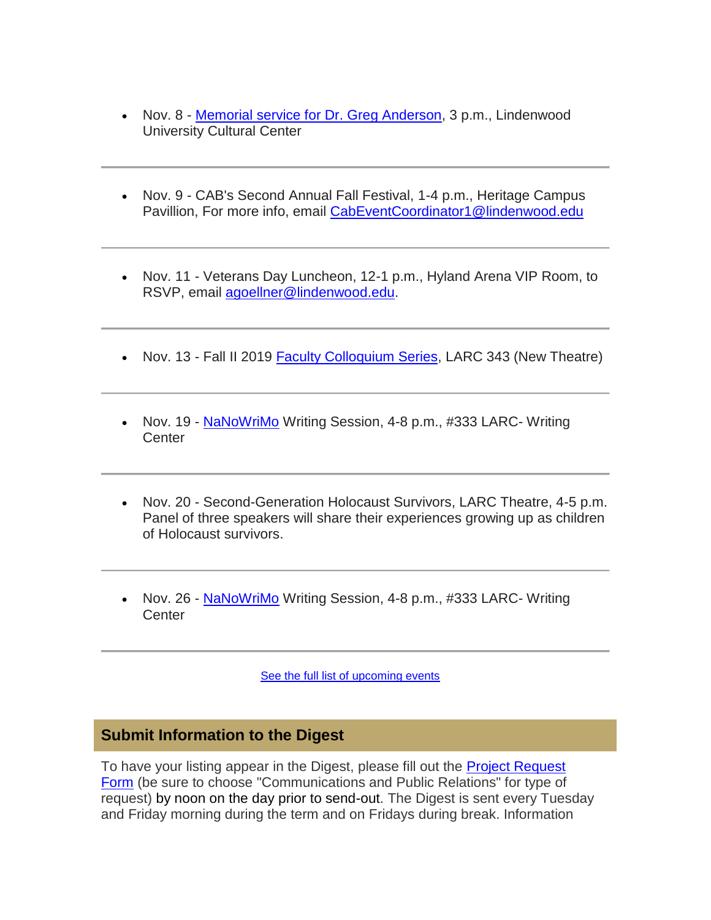- Nov. 8 - Memorial service for Dr. Greg Anderson, 3 p.m., Lindenwood University Cultural Center

---

- Nov. 9 - CAB's Second Annual Fall Festival, 1-4 p.m., Heritage Campus Pavillion, For more info, email CabEventCoordinator1@lindenwood.edu

---

- Nov. 11 - Veterans Day Luncheon, 12-1 p.m., Hyland Arena VIP Room, to RSVP, email agoellner@lindenwood.edu.

---

- Nov. 13 - Fall II 2019 Faculty Colloquium Series, LARC 343 (New Theatre)

---

- Nov. 19 - NaNoWriMo Writing Session, 4-8 p.m., #333 LARC- Writing Center

---

- Nov. 20 - Second-Generation Holocaust Survivors, LARC Theatre, 4-5 p.m. Panel of three speakers will share their experiences growing up as children of Holocaust survivors.

---

- Nov. 26 - NaNoWriMo Writing Session, 4-8 p.m., #333 LARC- Writing Center

---

See the full list of upcoming events

## Submit Information to the Digest

To have your listing appear in the Digest, please fill out the Project Request Form (be sure to choose "Communications and Public Relations" for type of request) by noon on the day prior to send-out. The Digest is sent every Tuesday and Friday morning during the term and on Fridays during break. Information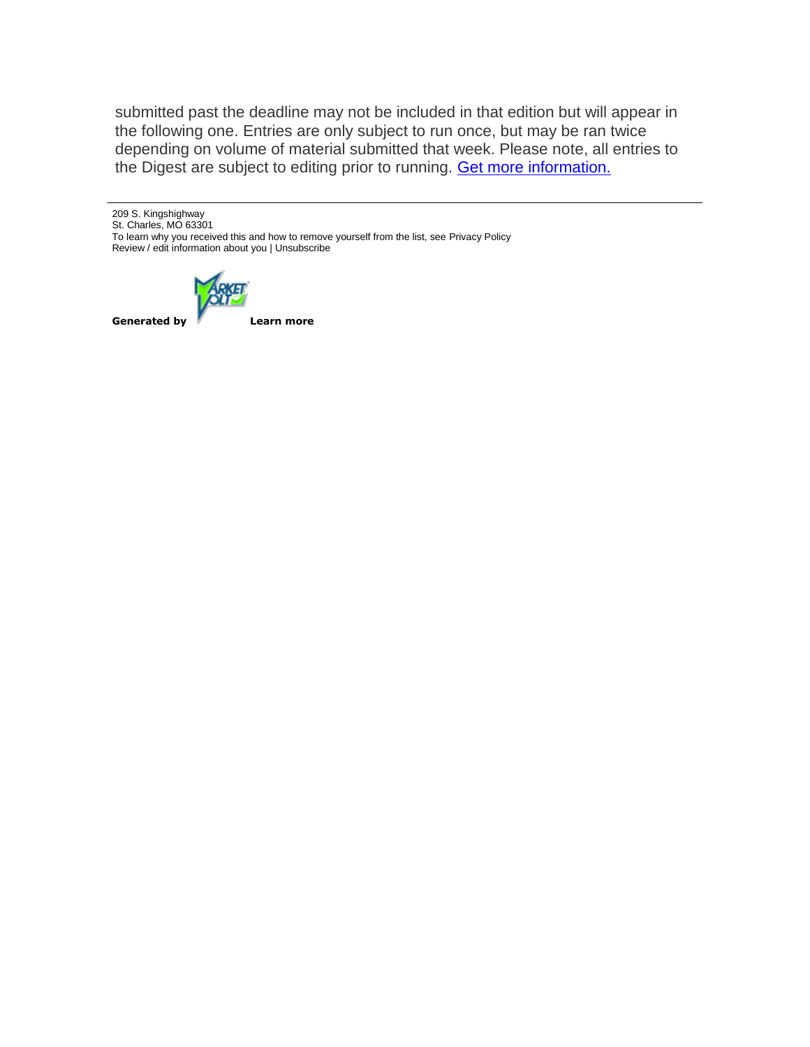submitted past the deadline may not be included in that edition but will appear in the following one. Entries are only subject to run once, but may be ran twice depending on volume of material submitted that week. Please note, all entries to the Digest are subject to editing prior to running. [Get more information.]

---

209 S. Kingshighway
St. Charles, MO 63301
To learn why you received this and how to remove yourself from the list, see Privacy Policy
Review / edit information about you | Unsubscribe

**Generated by** **Learn more**